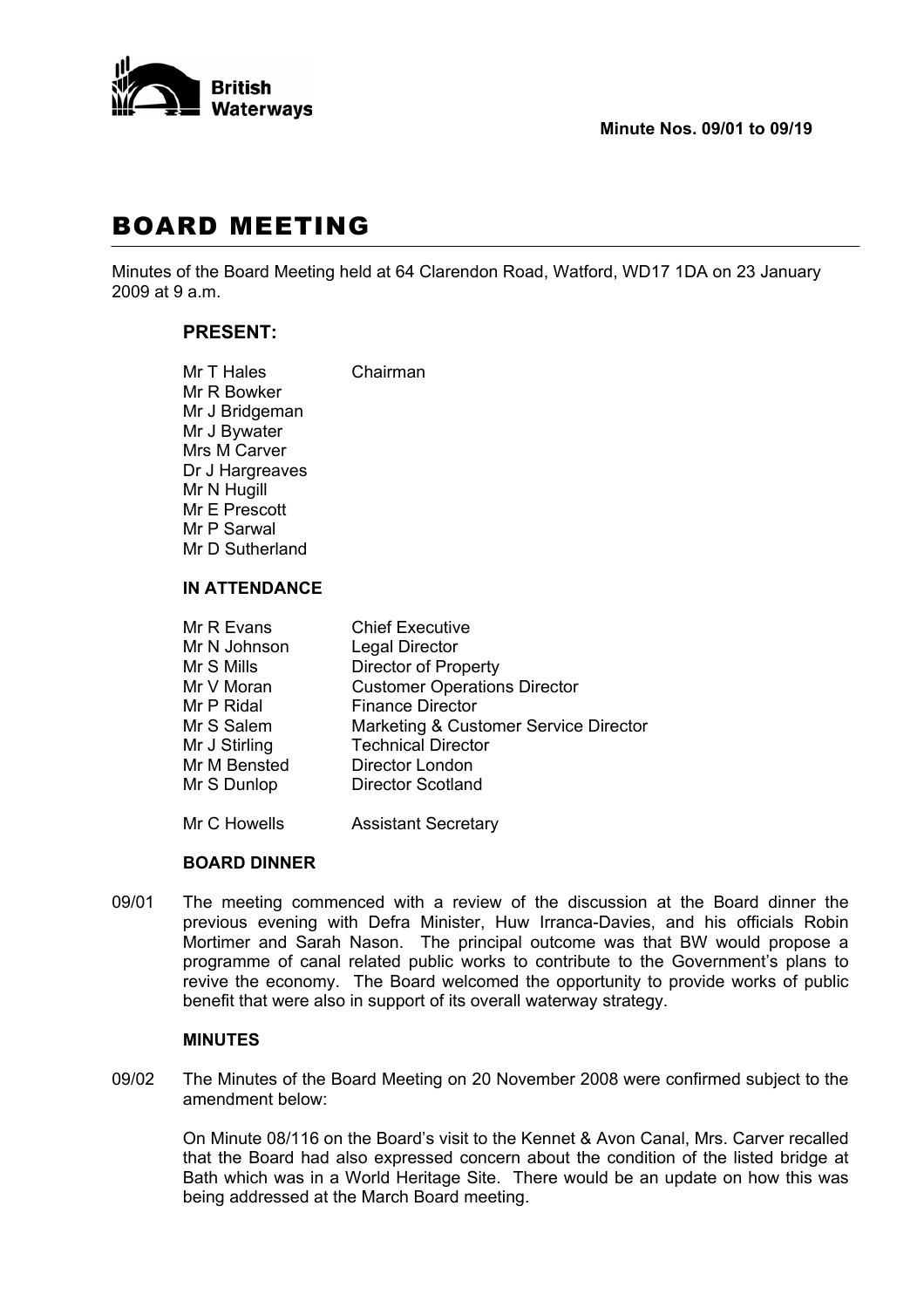British Waterways

**Minute Nos. 09/01 to 09/19**

# BOARD MEETING

Minutes of the Board Meeting held at 64 Clarendon Road, Watford, WD17 1DA on 23 January 2009 at 9 a.m.

## PRESENT:

Mr T Hales Chairman
Mr R Bowker
Mr J Bridgeman
Mr J Bywater
Mrs M Carver
Dr J Hargreaves
Mr N Hugill
Mr E Prescott
Mr P Sarwal
Mr D Sutherland

### IN ATTENDANCE

| | |
|---|---|
| Mr R Evans | Chief Executive |
| Mr N Johnson | Legal Director |
| Mr S Mills | Director of Property |
| Mr V Moran | Customer Operations Director |
| Mr P Ridal | Finance Director |
| Mr S Salem | Marketing & Customer Service Director |
| Mr J Stirling | Technical Director |
| Mr M Bensted | Director London |
| Mr S Dunlop | Director Scotland |
| Mr C Howells | Assistant Secretary |

### BOARD DINNER

09/01 The meeting commenced with a review of the discussion at the Board dinner the previous evening with Defra Minister, Huw Irranca-Davies, and his officials Robin Mortimer and Sarah Nason. The principal outcome was that BW would propose a programme of canal related public works to contribute to the Government's plans to revive the economy. The Board welcomed the opportunity to provide works of public benefit that were also in support of its overall waterway strategy.

### MINUTES

09/02 The Minutes of the Board Meeting on 20 November 2008 were confirmed subject to the amendment below:

On Minute 08/116 on the Board's visit to the Kennet & Avon Canal, Mrs. Carver recalled that the Board had also expressed concern about the condition of the listed bridge at Bath which was in a World Heritage Site. There would be an update on how this was being addressed at the March Board meeting.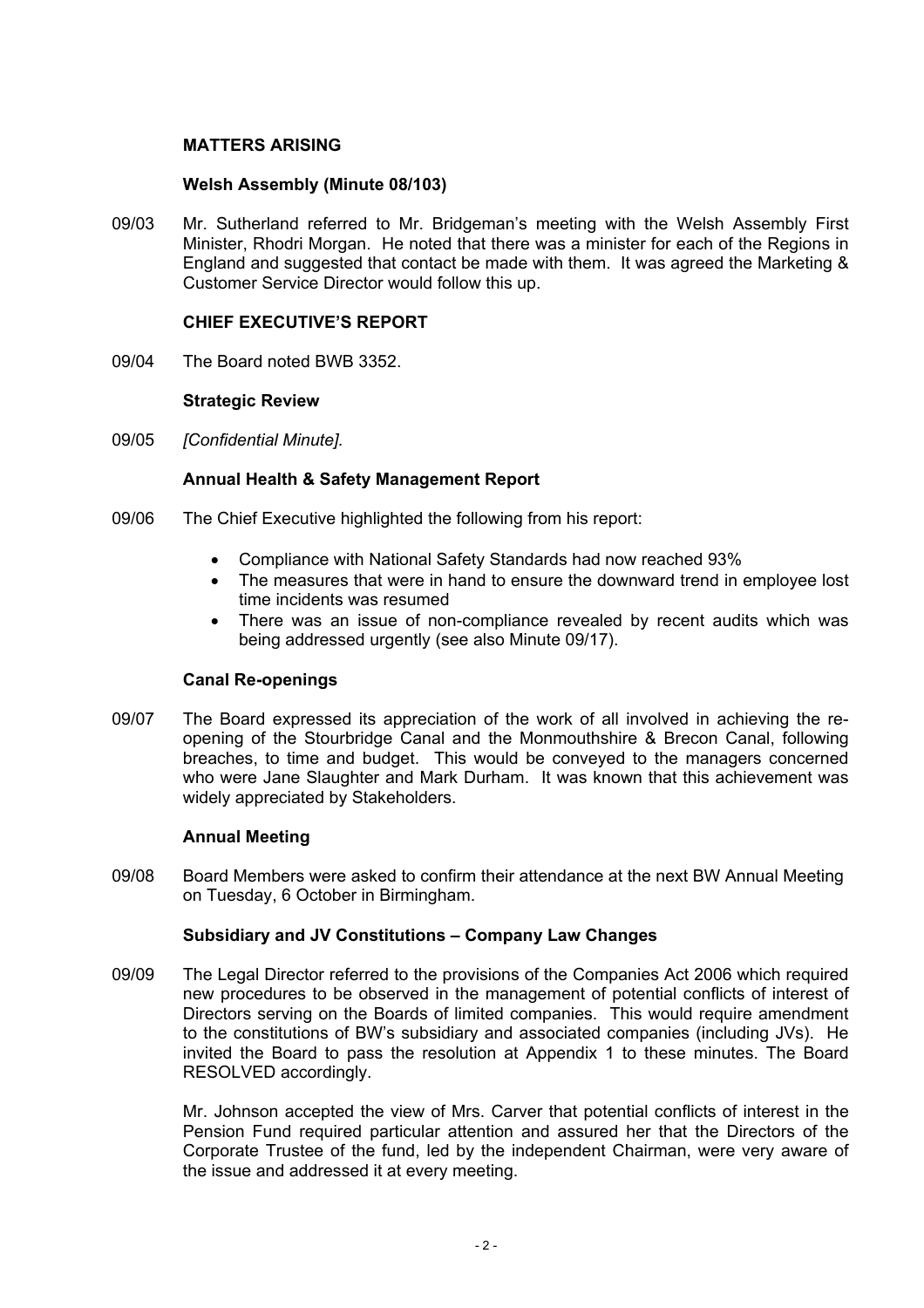## MATTERS ARISING

### Welsh Assembly (Minute 08/103)

09/03 Mr. Sutherland referred to Mr. Bridgeman's meeting with the Welsh Assembly First Minister, Rhodri Morgan. He noted that there was a minister for each of the Regions in England and suggested that contact be made with them. It was agreed the Marketing & Customer Service Director would follow this up.

## CHIEF EXECUTIVE'S REPORT

09/04 The Board noted BWB 3352.

### Strategic Review

09/05 *[Confidential Minute].*

### Annual Health & Safety Management Report

09/06 The Chief Executive highlighted the following from his report:

- Compliance with National Safety Standards had now reached 93%
- The measures that were in hand to ensure the downward trend in employee lost time incidents was resumed
- There was an issue of non-compliance revealed by recent audits which was being addressed urgently (see also Minute 09/17).

### Canal Re-openings

09/07 The Board expressed its appreciation of the work of all involved in achieving the re-opening of the Stourbridge Canal and the Monmouthshire & Brecon Canal, following breaches, to time and budget. This would be conveyed to the managers concerned who were Jane Slaughter and Mark Durham. It was known that this achievement was widely appreciated by Stakeholders.

### Annual Meeting

09/08 Board Members were asked to confirm their attendance at the next BW Annual Meeting on Tuesday, 6 October in Birmingham.

### Subsidiary and JV Constitutions – Company Law Changes

09/09 The Legal Director referred to the provisions of the Companies Act 2006 which required new procedures to be observed in the management of potential conflicts of interest of Directors serving on the Boards of limited companies. This would require amendment to the constitutions of BW's subsidiary and associated companies (including JVs). He invited the Board to pass the resolution at Appendix 1 to these minutes. The Board RESOLVED accordingly.

Mr. Johnson accepted the view of Mrs. Carver that potential conflicts of interest in the Pension Fund required particular attention and assured her that the Directors of the Corporate Trustee of the fund, led by the independent Chairman, were very aware of the issue and addressed it at every meeting.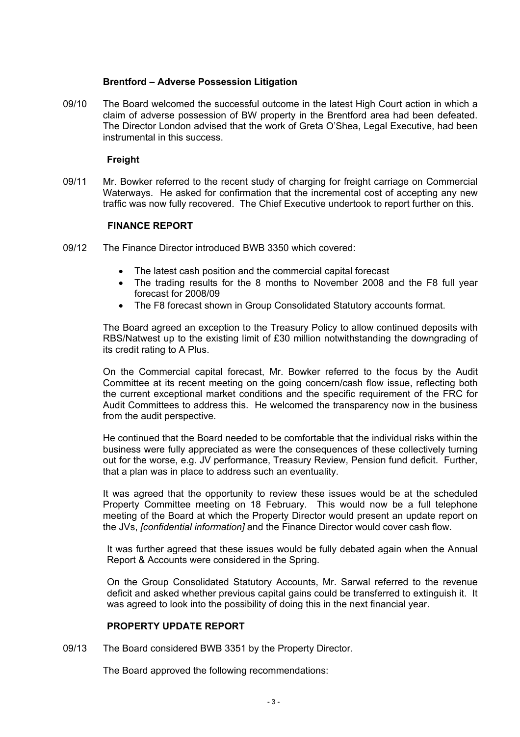### Brentford – Adverse Possession Litigation

09/10 The Board welcomed the successful outcome in the latest High Court action in which a claim of adverse possession of BW property in the Brentford area had been defeated. The Director London advised that the work of Greta O'Shea, Legal Executive, had been instrumental in this success.

### Freight

09/11 Mr. Bowker referred to the recent study of charging for freight carriage on Commercial Waterways. He asked for confirmation that the incremental cost of accepting any new traffic was now fully recovered. The Chief Executive undertook to report further on this.

### FINANCE REPORT

09/12 The Finance Director introduced BWB 3350 which covered:

- The latest cash position and the commercial capital forecast
- The trading results for the 8 months to November 2008 and the F8 full year forecast for 2008/09
- The F8 forecast shown in Group Consolidated Statutory accounts format.

The Board agreed an exception to the Treasury Policy to allow continued deposits with RBS/Natwest up to the existing limit of £30 million notwithstanding the downgrading of its credit rating to A Plus.

On the Commercial capital forecast, Mr. Bowker referred to the focus by the Audit Committee at its recent meeting on the going concern/cash flow issue, reflecting both the current exceptional market conditions and the specific requirement of the FRC for Audit Committees to address this. He welcomed the transparency now in the business from the audit perspective.

He continued that the Board needed to be comfortable that the individual risks within the business were fully appreciated as were the consequences of these collectively turning out for the worse, e.g. JV performance, Treasury Review, Pension fund deficit. Further, that a plan was in place to address such an eventuality.

It was agreed that the opportunity to review these issues would be at the scheduled Property Committee meeting on 18 February. This would now be a full telephone meeting of the Board at which the Property Director would present an update report on the JVs, *[confidential information]* and the Finance Director would cover cash flow.

It was further agreed that these issues would be fully debated again when the Annual Report & Accounts were considered in the Spring.

On the Group Consolidated Statutory Accounts, Mr. Sarwal referred to the revenue deficit and asked whether previous capital gains could be transferred to extinguish it. It was agreed to look into the possibility of doing this in the next financial year.

### PROPERTY UPDATE REPORT

09/13 The Board considered BWB 3351 by the Property Director.

The Board approved the following recommendations: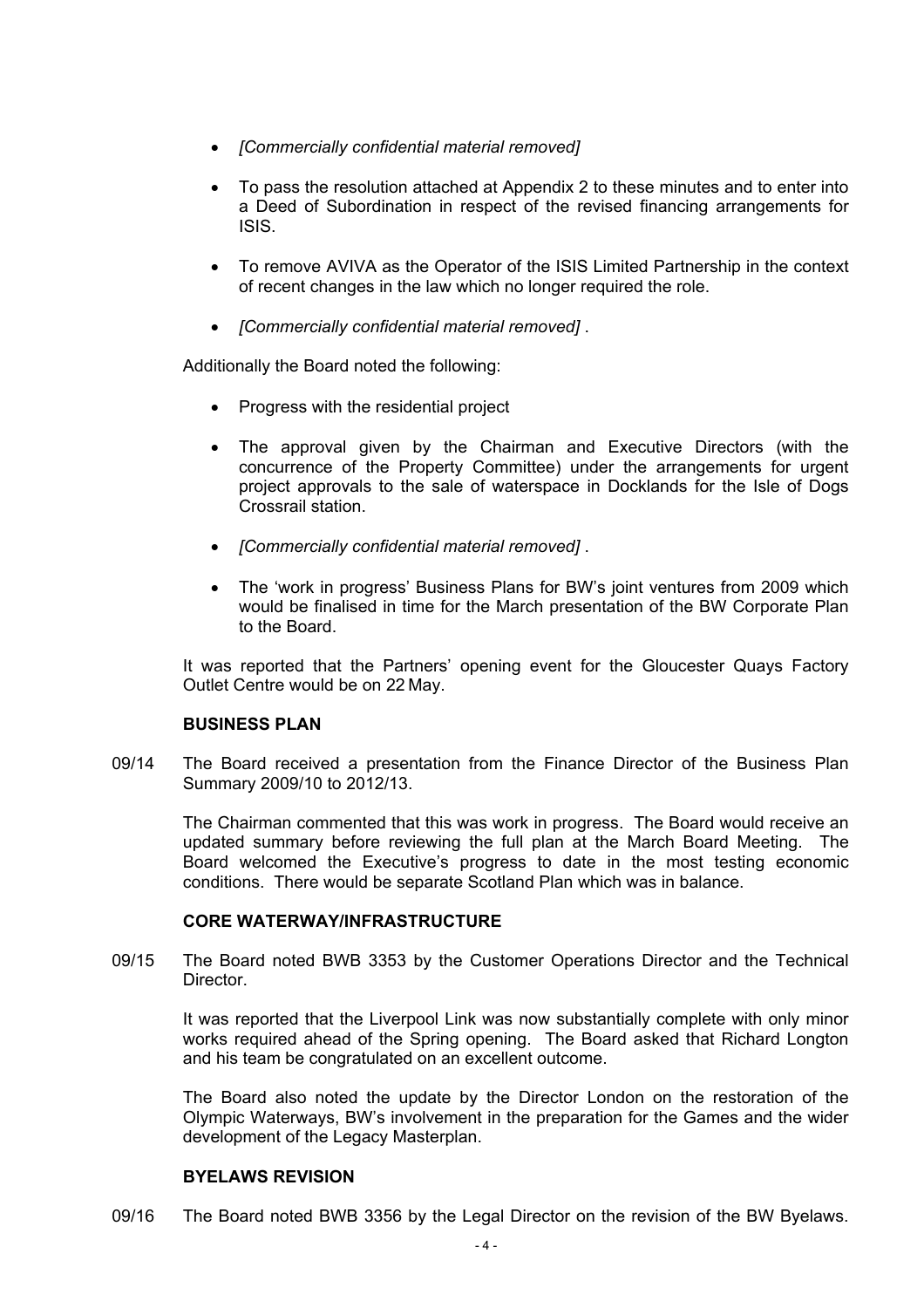- *[Commercially confidential material removed]*

- To pass the resolution attached at Appendix 2 to these minutes and to enter into a Deed of Subordination in respect of the revised financing arrangements for ISIS.

- To remove AVIVA as the Operator of the ISIS Limited Partnership in the context of recent changes in the law which no longer required the role.

- *[Commercially confidential material removed]* .

Additionally the Board noted the following:

- Progress with the residential project

- The approval given by the Chairman and Executive Directors (with the concurrence of the Property Committee) under the arrangements for urgent project approvals to the sale of waterspace in Docklands for the Isle of Dogs Crossrail station.

- *[Commercially confidential material removed]* .

- The 'work in progress' Business Plans for BW's joint ventures from 2009 which would be finalised in time for the March presentation of the BW Corporate Plan to the Board.

It was reported that the Partners' opening event for the Gloucester Quays Factory Outlet Centre would be on 22 May.

**BUSINESS PLAN**

09/14 The Board received a presentation from the Finance Director of the Business Plan Summary 2009/10 to 2012/13.

The Chairman commented that this was work in progress. The Board would receive an updated summary before reviewing the full plan at the March Board Meeting. The Board welcomed the Executive's progress to date in the most testing economic conditions. There would be separate Scotland Plan which was in balance.

**CORE WATERWAY/INFRASTRUCTURE**

09/15 The Board noted BWB 3353 by the Customer Operations Director and the Technical Director.

It was reported that the Liverpool Link was now substantially complete with only minor works required ahead of the Spring opening. The Board asked that Richard Longton and his team be congratulated on an excellent outcome.

The Board also noted the update by the Director London on the restoration of the Olympic Waterways, BW's involvement in the preparation for the Games and the wider development of the Legacy Masterplan.

**BYELAWS REVISION**

09/16 The Board noted BWB 3356 by the Legal Director on the revision of the BW Byelaws.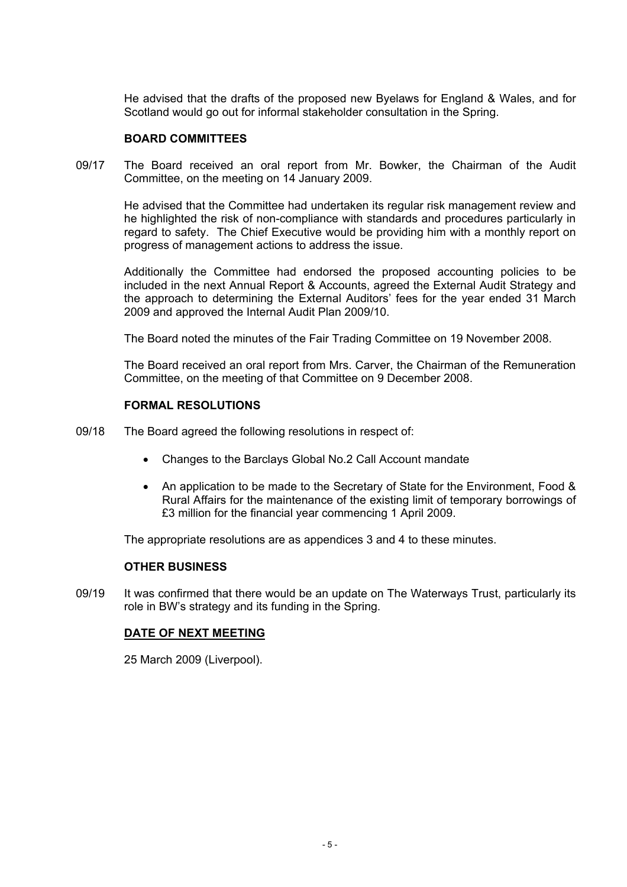He advised that the drafts of the proposed new Byelaws for England & Wales, and for Scotland would go out for informal stakeholder consultation in the Spring.

**BOARD COMMITTEES**

09/17 The Board received an oral report from Mr. Bowker, the Chairman of the Audit Committee, on the meeting on 14 January 2009.

He advised that the Committee had undertaken its regular risk management review and he highlighted the risk of non-compliance with standards and procedures particularly in regard to safety. The Chief Executive would be providing him with a monthly report on progress of management actions to address the issue.

Additionally the Committee had endorsed the proposed accounting policies to be included in the next Annual Report & Accounts, agreed the External Audit Strategy and the approach to determining the External Auditors' fees for the year ended 31 March 2009 and approved the Internal Audit Plan 2009/10.

The Board noted the minutes of the Fair Trading Committee on 19 November 2008.

The Board received an oral report from Mrs. Carver, the Chairman of the Remuneration Committee, on the meeting of that Committee on 9 December 2008.

**FORMAL RESOLUTIONS**

09/18 The Board agreed the following resolutions in respect of:

- Changes to the Barclays Global No.2 Call Account mandate
- An application to be made to the Secretary of State for the Environment, Food & Rural Affairs for the maintenance of the existing limit of temporary borrowings of £3 million for the financial year commencing 1 April 2009.

The appropriate resolutions are as appendices 3 and 4 to these minutes.

**OTHER BUSINESS**

09/19 It was confirmed that there would be an update on The Waterways Trust, particularly its role in BW's strategy and its funding in the Spring.

**DATE OF NEXT MEETING**

25 March 2009 (Liverpool).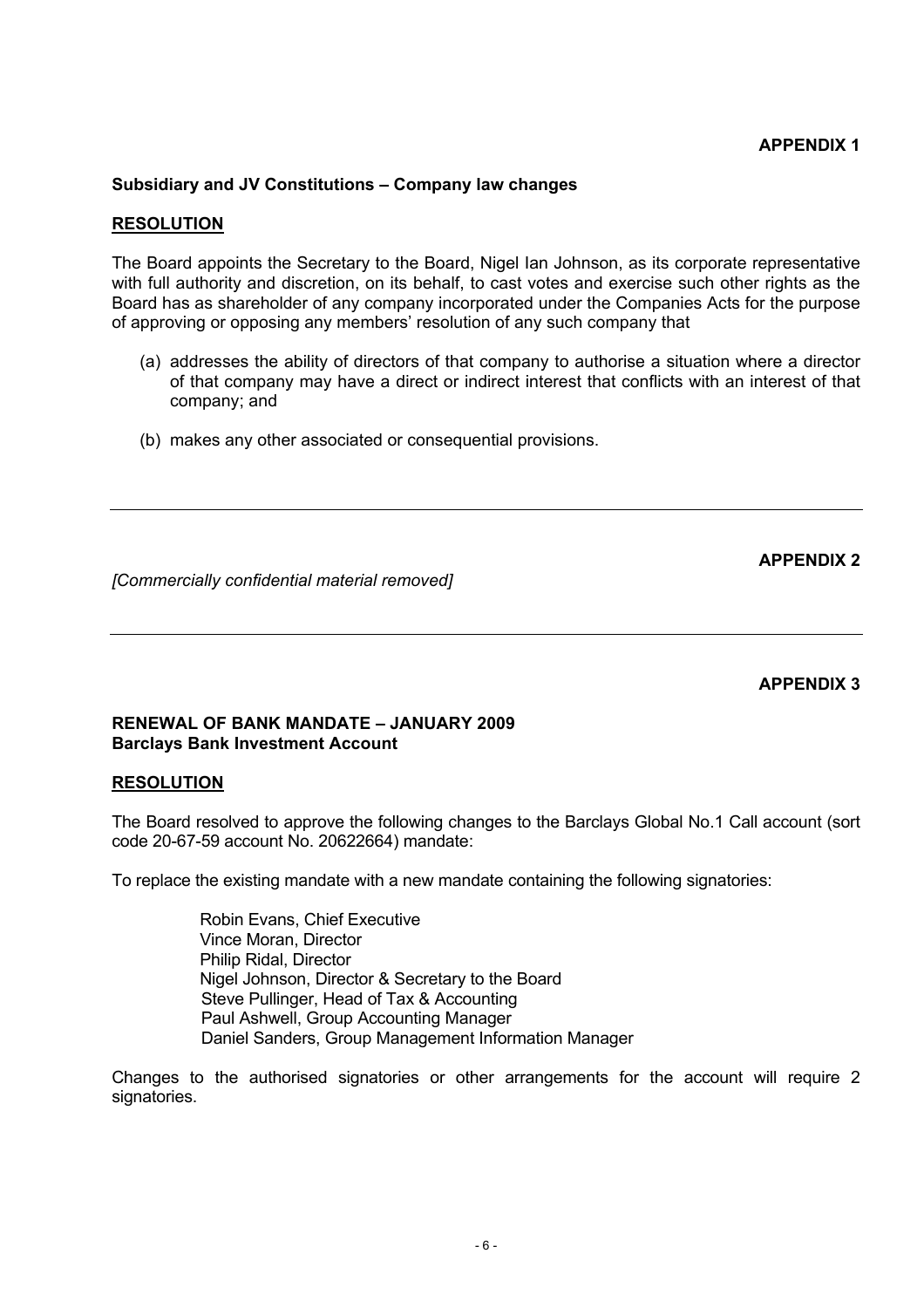**APPENDIX 1**

**Subsidiary and JV Constitutions – Company law changes**

**RESOLUTION**

The Board appoints the Secretary to the Board, Nigel Ian Johnson, as its corporate representative with full authority and discretion, on its behalf, to cast votes and exercise such other rights as the Board has as shareholder of any company incorporated under the Companies Acts for the purpose of approving or opposing any members' resolution of any such company that

(a) addresses the ability of directors of that company to authorise a situation where a director of that company may have a direct or indirect interest that conflicts with an interest of that company; and

(b) makes any other associated or consequential provisions.

---

**APPENDIX 2**

*[Commercially confidential material removed]*

---

**APPENDIX 3**

**RENEWAL OF BANK MANDATE – JANUARY 2009**
**Barclays Bank Investment Account**

**RESOLUTION**

The Board resolved to approve the following changes to the Barclays Global No.1 Call account (sort code 20-67-59 account No. 20622664) mandate:

To replace the existing mandate with a new mandate containing the following signatories:

Robin Evans, Chief Executive
Vince Moran, Director
Philip Ridal, Director
Nigel Johnson, Director & Secretary to the Board
Steve Pullinger, Head of Tax & Accounting
Paul Ashwell, Group Accounting Manager
Daniel Sanders, Group Management Information Manager

Changes to the authorised signatories or other arrangements for the account will require 2 signatories.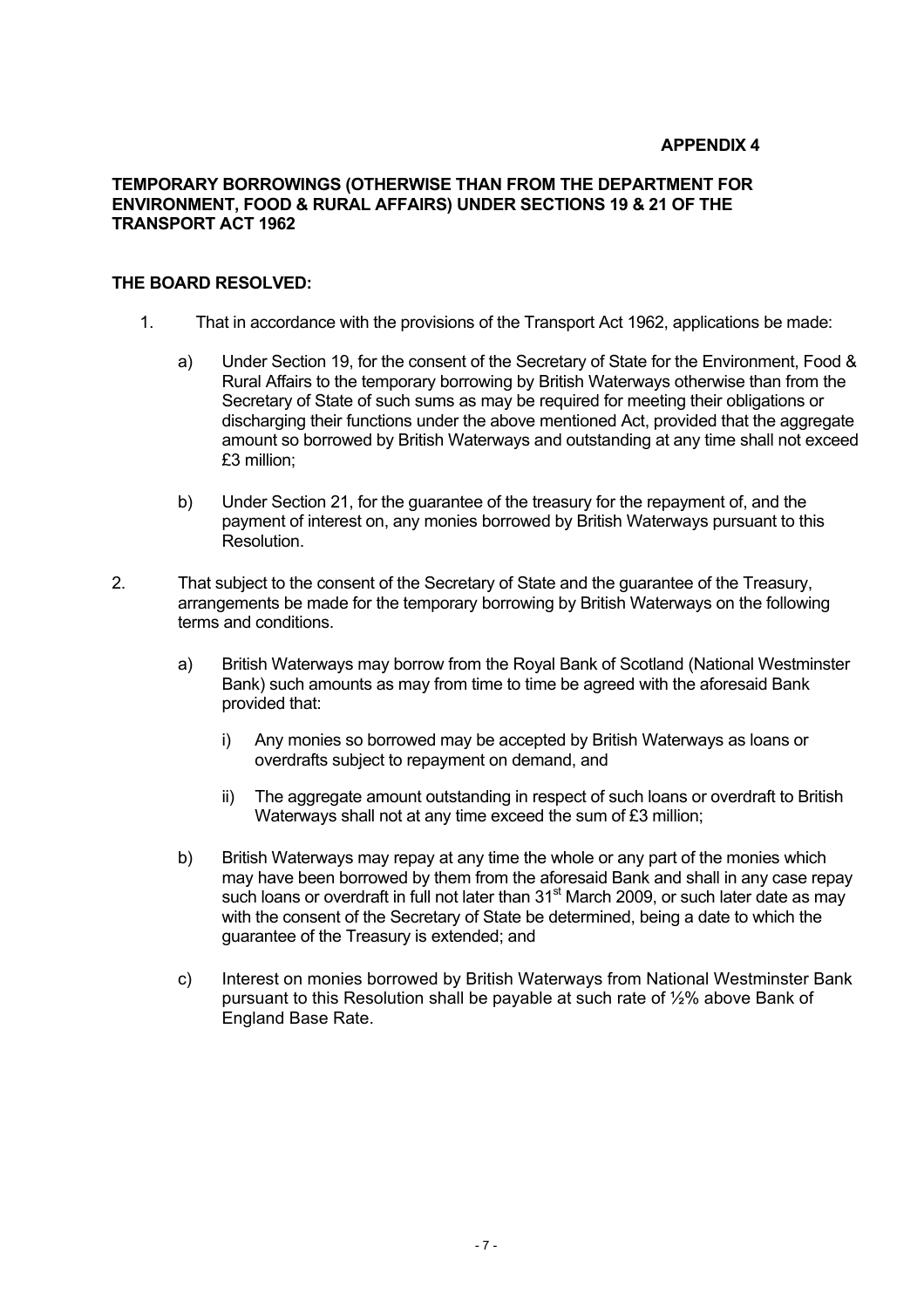**APPENDIX 4**

**TEMPORARY BORROWINGS (OTHERWISE THAN FROM THE DEPARTMENT FOR ENVIRONMENT, FOOD & RURAL AFFAIRS) UNDER SECTIONS 19 & 21 OF THE TRANSPORT ACT 1962**

**THE BOARD RESOLVED:**

1. That in accordance with the provisions of the Transport Act 1962, applications be made:

   a) Under Section 19, for the consent of the Secretary of State for the Environment, Food & Rural Affairs to the temporary borrowing by British Waterways otherwise than from the Secretary of State of such sums as may be required for meeting their obligations or discharging their functions under the above mentioned Act, provided that the aggregate amount so borrowed by British Waterways and outstanding at any time shall not exceed £3 million;

   b) Under Section 21, for the guarantee of the treasury for the repayment of, and the payment of interest on, any monies borrowed by British Waterways pursuant to this Resolution.

2. That subject to the consent of the Secretary of State and the guarantee of the Treasury, arrangements be made for the temporary borrowing by British Waterways on the following terms and conditions.

   a) British Waterways may borrow from the Royal Bank of Scotland (National Westminster Bank) such amounts as may from time to time be agreed with the aforesaid Bank provided that:

      i) Any monies so borrowed may be accepted by British Waterways as loans or overdrafts subject to repayment on demand, and

      ii) The aggregate amount outstanding in respect of such loans or overdraft to British Waterways shall not at any time exceed the sum of £3 million;

   b) British Waterways may repay at any time the whole or any part of the monies which may have been borrowed by them from the aforesaid Bank and shall in any case repay such loans or overdraft in full not later than 31st March 2009, or such later date as may with the consent of the Secretary of State be determined, being a date to which the guarantee of the Treasury is extended; and

   c) Interest on monies borrowed by British Waterways from National Westminster Bank pursuant to this Resolution shall be payable at such rate of ½% above Bank of England Base Rate.